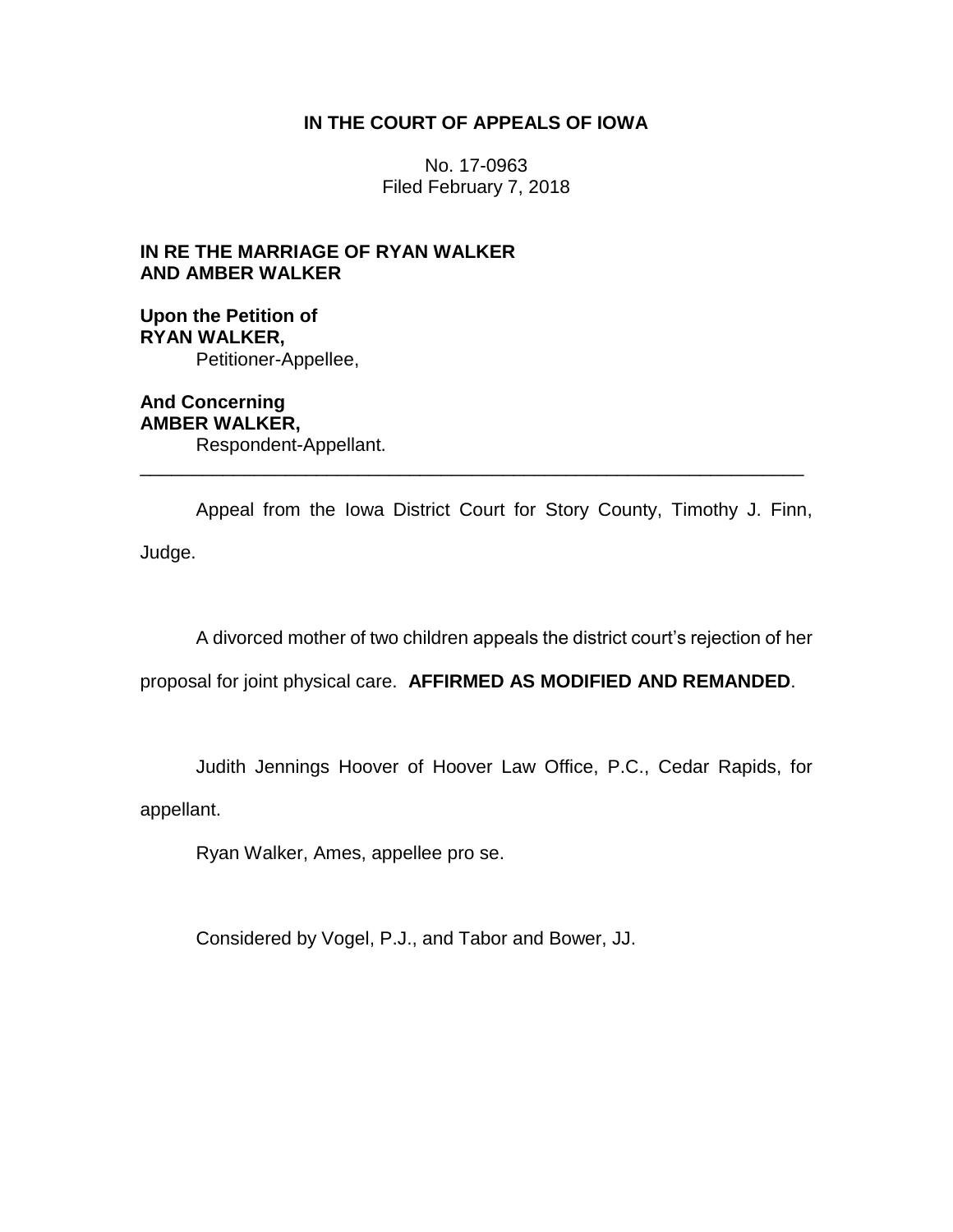**IN THE COURT OF APPEALS OF IOWA**

No. 17-0963
Filed February 7, 2018

**IN RE THE MARRIAGE OF RYAN WALKER AND AMBER WALKER**

**Upon the Petition of**
**RYAN WALKER,**
Petitioner-Appellee,

**And Concerning**
**AMBER WALKER,**
Respondent-Appellant.

---

Appeal from the Iowa District Court for Story County, Timothy J. Finn, Judge.

A divorced mother of two children appeals the district court's rejection of her proposal for joint physical care. **AFFIRMED AS MODIFIED AND REMANDED**.

Judith Jennings Hoover of Hoover Law Office, P.C., Cedar Rapids, for appellant.

Ryan Walker, Ames, appellee pro se.

Considered by Vogel, P.J., and Tabor and Bower, JJ.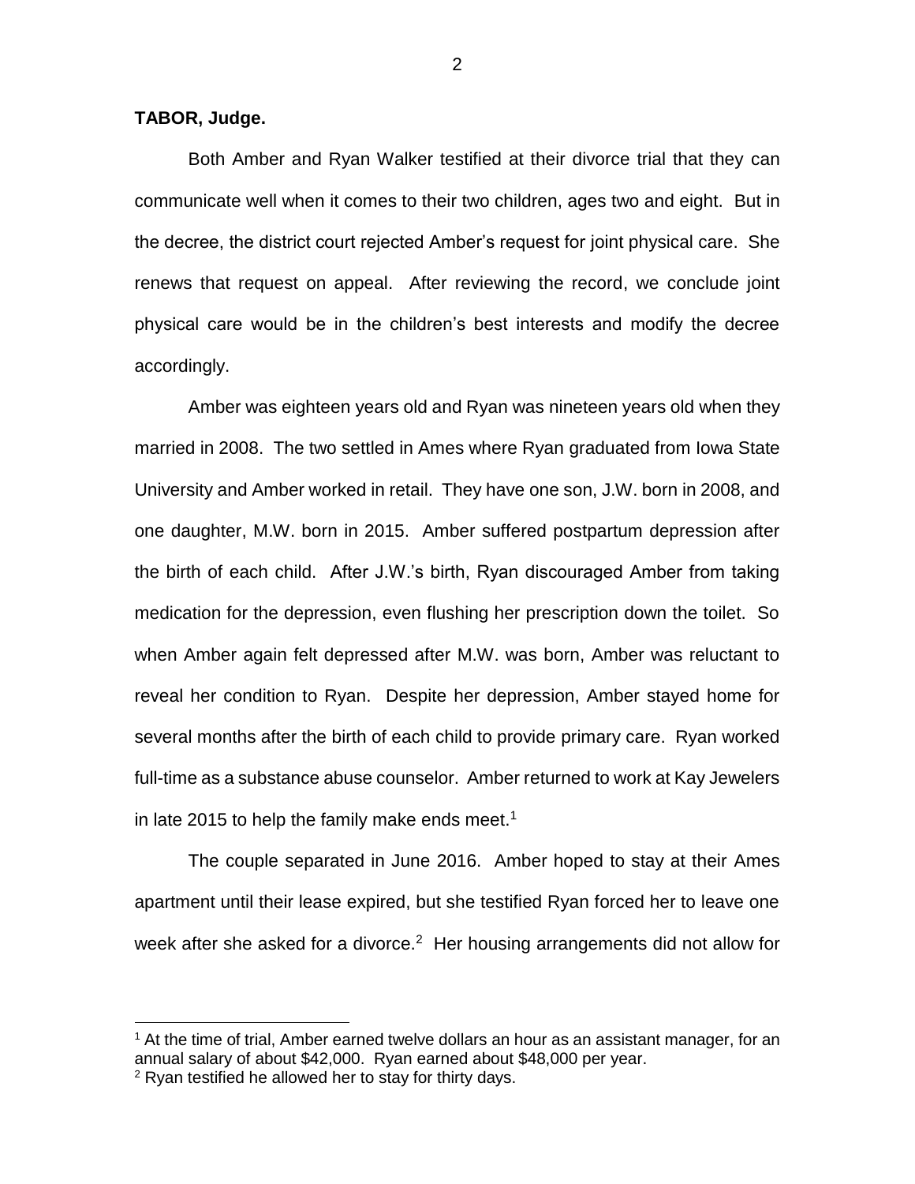**TABOR, Judge.**

Both Amber and Ryan Walker testified at their divorce trial that they can communicate well when it comes to their two children, ages two and eight. But in the decree, the district court rejected Amber's request for joint physical care. She renews that request on appeal. After reviewing the record, we conclude joint physical care would be in the children's best interests and modify the decree accordingly.

Amber was eighteen years old and Ryan was nineteen years old when they married in 2008. The two settled in Ames where Ryan graduated from Iowa State University and Amber worked in retail. They have one son, J.W. born in 2008, and one daughter, M.W. born in 2015. Amber suffered postpartum depression after the birth of each child. After J.W.'s birth, Ryan discouraged Amber from taking medication for the depression, even flushing her prescription down the toilet. So when Amber again felt depressed after M.W. was born, Amber was reluctant to reveal her condition to Ryan. Despite her depression, Amber stayed home for several months after the birth of each child to provide primary care. Ryan worked full-time as a substance abuse counselor. Amber returned to work at Kay Jewelers in late 2015 to help the family make ends meet.[1]

The couple separated in June 2016. Amber hoped to stay at their Ames apartment until their lease expired, but she testified Ryan forced her to leave one week after she asked for a divorce.[2] Her housing arrangements did not allow for

---

[1] At the time of trial, Amber earned twelve dollars an hour as an assistant manager, for an annual salary of about $42,000. Ryan earned about $48,000 per year.

[2] Ryan testified he allowed her to stay for thirty days.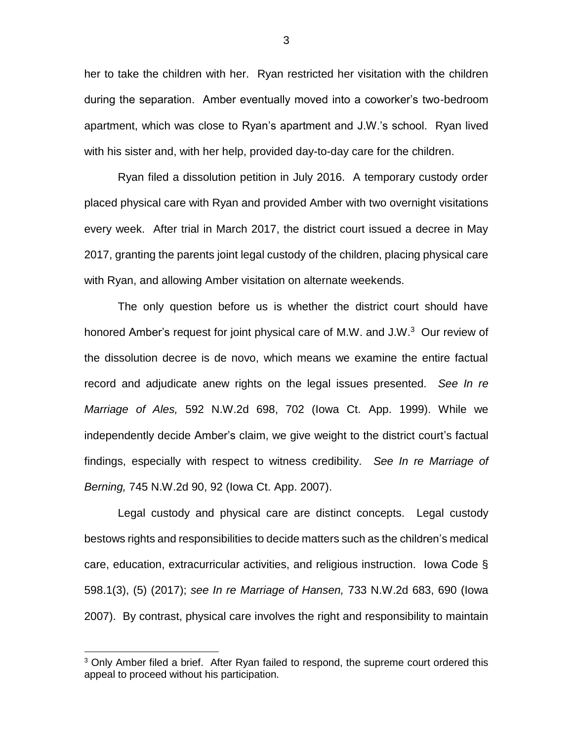her to take the children with her. Ryan restricted her visitation with the children during the separation. Amber eventually moved into a coworker's two-bedroom apartment, which was close to Ryan's apartment and J.W.'s school. Ryan lived with his sister and, with her help, provided day-to-day care for the children.

Ryan filed a dissolution petition in July 2016. A temporary custody order placed physical care with Ryan and provided Amber with two overnight visitations every week. After trial in March 2017, the district court issued a decree in May 2017, granting the parents joint legal custody of the children, placing physical care with Ryan, and allowing Amber visitation on alternate weekends.

The only question before us is whether the district court should have honored Amber's request for joint physical care of M.W. and J.W.[3] Our review of the dissolution decree is de novo, which means we examine the entire factual record and adjudicate anew rights on the legal issues presented. *See In re Marriage of Ales,* 592 N.W.2d 698, 702 (Iowa Ct. App. 1999). While we independently decide Amber's claim, we give weight to the district court's factual findings, especially with respect to witness credibility. *See In re Marriage of Berning,* 745 N.W.2d 90, 92 (Iowa Ct. App. 2007).

Legal custody and physical care are distinct concepts. Legal custody bestows rights and responsibilities to decide matters such as the children's medical care, education, extracurricular activities, and religious instruction. Iowa Code § 598.1(3), (5) (2017); *see In re Marriage of Hansen,* 733 N.W.2d 683, 690 (Iowa 2007). By contrast, physical care involves the right and responsibility to maintain

[3] Only Amber filed a brief. After Ryan failed to respond, the supreme court ordered this appeal to proceed without his participation.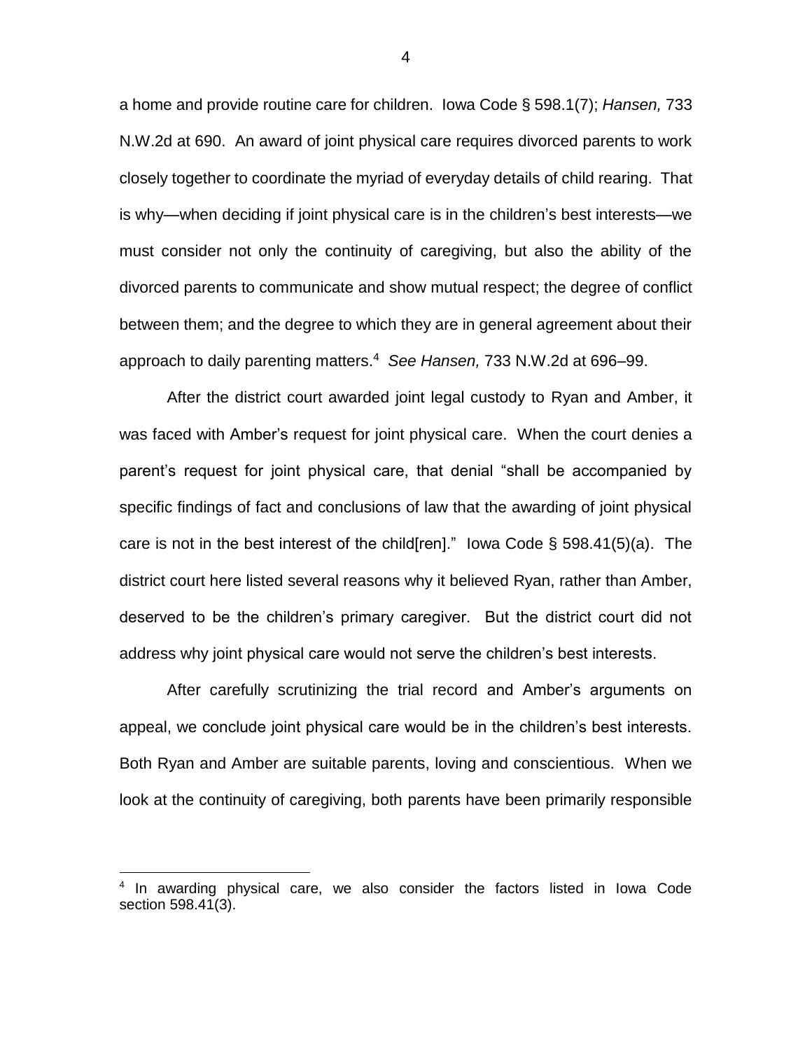a home and provide routine care for children. Iowa Code § 598.1(7); *Hansen,* 733 N.W.2d at 690. An award of joint physical care requires divorced parents to work closely together to coordinate the myriad of everyday details of child rearing. That is why—when deciding if joint physical care is in the children's best interests—we must consider not only the continuity of caregiving, but also the ability of the divorced parents to communicate and show mutual respect; the degree of conflict between them; and the degree to which they are in general agreement about their approach to daily parenting matters.[4] *See Hansen,* 733 N.W.2d at 696–99.

After the district court awarded joint legal custody to Ryan and Amber, it was faced with Amber's request for joint physical care. When the court denies a parent's request for joint physical care, that denial "shall be accompanied by specific findings of fact and conclusions of law that the awarding of joint physical care is not in the best interest of the child[ren]." Iowa Code § 598.41(5)(a). The district court here listed several reasons why it believed Ryan, rather than Amber, deserved to be the children's primary caregiver. But the district court did not address why joint physical care would not serve the children's best interests.

After carefully scrutinizing the trial record and Amber's arguments on appeal, we conclude joint physical care would be in the children's best interests. Both Ryan and Amber are suitable parents, loving and conscientious. When we look at the continuity of caregiving, both parents have been primarily responsible

---

[4] In awarding physical care, we also consider the factors listed in Iowa Code section 598.41(3).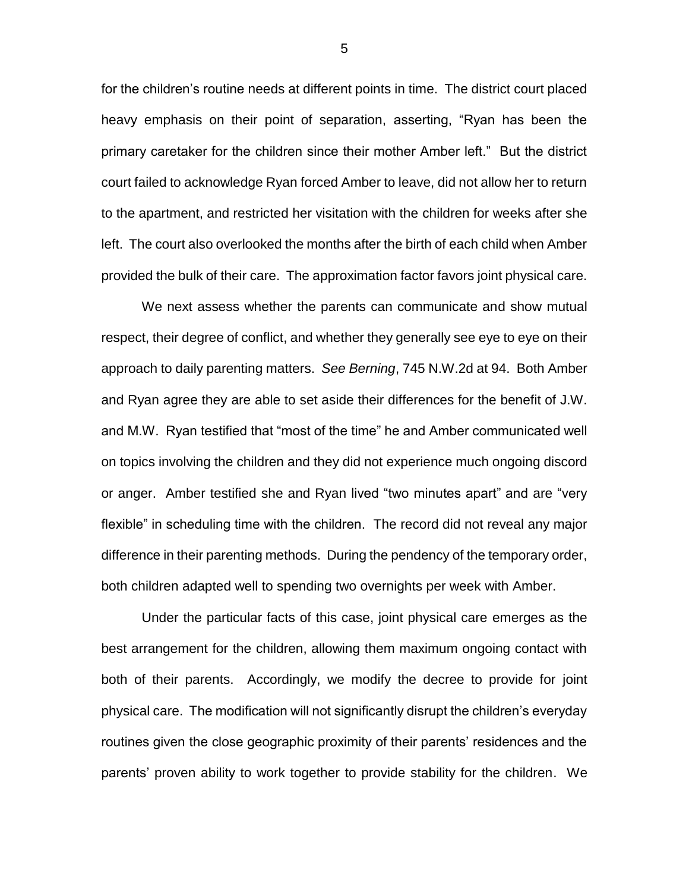for the children's routine needs at different points in time. The district court placed heavy emphasis on their point of separation, asserting, "Ryan has been the primary caretaker for the children since their mother Amber left." But the district court failed to acknowledge Ryan forced Amber to leave, did not allow her to return to the apartment, and restricted her visitation with the children for weeks after she left. The court also overlooked the months after the birth of each child when Amber provided the bulk of their care. The approximation factor favors joint physical care.

We next assess whether the parents can communicate and show mutual respect, their degree of conflict, and whether they generally see eye to eye on their approach to daily parenting matters. *See Berning*, 745 N.W.2d at 94. Both Amber and Ryan agree they are able to set aside their differences for the benefit of J.W. and M.W. Ryan testified that "most of the time" he and Amber communicated well on topics involving the children and they did not experience much ongoing discord or anger. Amber testified she and Ryan lived "two minutes apart" and are "very flexible" in scheduling time with the children. The record did not reveal any major difference in their parenting methods. During the pendency of the temporary order, both children adapted well to spending two overnights per week with Amber.

Under the particular facts of this case, joint physical care emerges as the best arrangement for the children, allowing them maximum ongoing contact with both of their parents. Accordingly, we modify the decree to provide for joint physical care. The modification will not significantly disrupt the children's everyday routines given the close geographic proximity of their parents' residences and the parents' proven ability to work together to provide stability for the children. We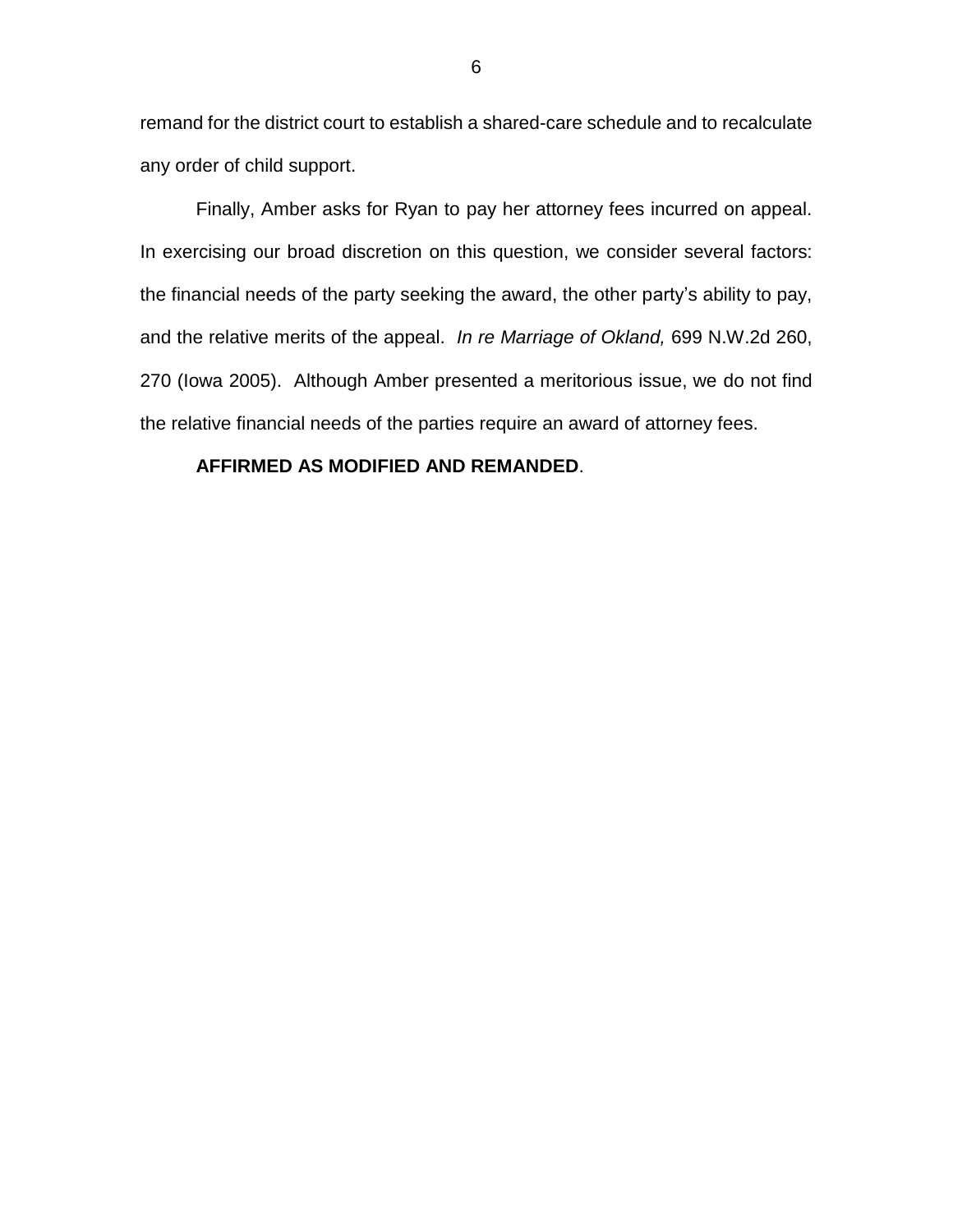remand for the district court to establish a shared-care schedule and to recalculate any order of child support.

Finally, Amber asks for Ryan to pay her attorney fees incurred on appeal. In exercising our broad discretion on this question, we consider several factors: the financial needs of the party seeking the award, the other party's ability to pay, and the relative merits of the appeal. *In re Marriage of Okland,* 699 N.W.2d 260, 270 (Iowa 2005). Although Amber presented a meritorious issue, we do not find the relative financial needs of the parties require an award of attorney fees.

**AFFIRMED AS MODIFIED AND REMANDED**.